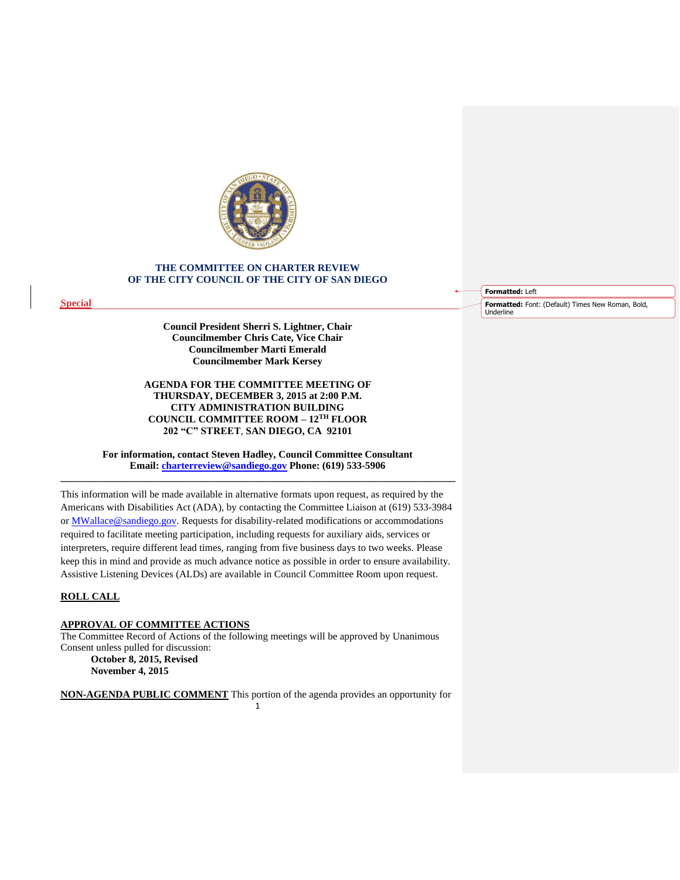# THE COMMITTEE ON CHARTER REVIEW
# OF THE CITY COUNCIL OF THE CITY OF SAN DIEGO

**Special**

**Council President Sherri S. Lightner, Chair**
**Councilmember Chris Cate, Vice Chair**
**Councilmember Marti Emerald**
**Councilmember Mark Kersey**

**AGENDA FOR THE COMMITTEE MEETING OF**
**THURSDAY, DECEMBER 3, 2015 at 2:00 P.M.**
**CITY ADMINISTRATION BUILDING**
**COUNCIL COMMITTEE ROOM – 12TH FLOOR**
**202 "C" STREET, SAN DIEGO, CA 92101**

**For information, contact Steven Hadley, Council Committee Consultant**
**Email: charterreview@sandiego.gov Phone: (619) 533-5906**

---

This information will be made available in alternative formats upon request, as required by the Americans with Disabilities Act (ADA), by contacting the Committee Liaison at (619) 533-3984 or MWallace@sandiego.gov. Requests for disability-related modifications or accommodations required to facilitate meeting participation, including requests for auxiliary aids, services or interpreters, require different lead times, ranging from five business days to two weeks. Please keep this in mind and provide as much advance notice as possible in order to ensure availability. Assistive Listening Devices (ALDs) are available in Council Committee Room upon request.

**ROLL CALL**

**APPROVAL OF COMMITTEE ACTIONS**
The Committee Record of Actions of the following meetings will be approved by Unanimous Consent unless pulled for discussion:

**October 8, 2015, Revised**
**November 4, 2015**

**NON-AGENDA PUBLIC COMMENT** This portion of the agenda provides an opportunity for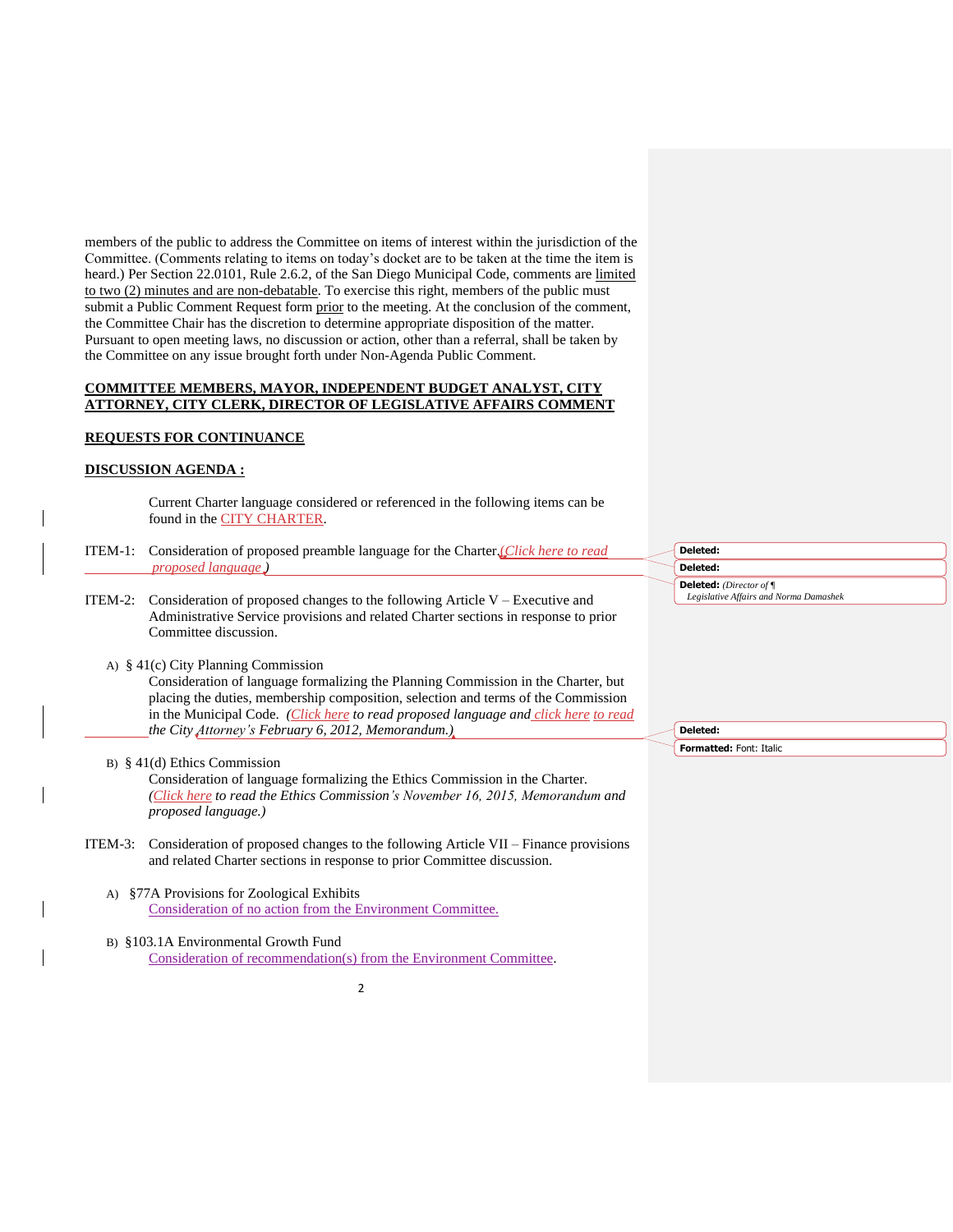members of the public to address the Committee on items of interest within the jurisdiction of the Committee. (Comments relating to items on today's docket are to be taken at the time the item is heard.) Per Section 22.0101, Rule 2.6.2, of the San Diego Municipal Code, comments are limited to two (2) minutes and are non-debatable. To exercise this right, members of the public must submit a Public Comment Request form prior to the meeting. At the conclusion of the comment, the Committee Chair has the discretion to determine appropriate disposition of the matter. Pursuant to open meeting laws, no discussion or action, other than a referral, shall be taken by the Committee on any issue brought forth under Non-Agenda Public Comment.

**COMMITTEE MEMBERS, MAYOR, INDEPENDENT BUDGET ANALYST, CITY ATTORNEY, CITY CLERK, DIRECTOR OF LEGISLATIVE AFFAIRS COMMENT**

**REQUESTS FOR CONTINUANCE**

**DISCUSSION AGENDA :**

Current Charter language considered or referenced in the following items can be found in the CITY CHARTER.

ITEM-1: Consideration of proposed preamble language for the Charter. *(Click here to read proposed language.)*

ITEM-2: Consideration of proposed changes to the following Article V – Executive and Administrative Service provisions and related Charter sections in response to prior Committee discussion.

A) § 41(c) City Planning Commission
Consideration of language formalizing the Planning Commission in the Charter, but placing the duties, membership composition, selection and terms of the Commission in the Municipal Code. *(Click here to read proposed language and click here to read the City Attorney's February 6, 2012, Memorandum.)*

B) § 41(d) Ethics Commission
Consideration of language formalizing the Ethics Commission in the Charter. *(Click here to read the Ethics Commission's November 16, 2015, Memorandum and proposed language.)*

ITEM-3: Consideration of proposed changes to the following Article VII – Finance provisions and related Charter sections in response to prior Committee discussion.

A) §77A Provisions for Zoological Exhibits
Consideration of no action from the Environment Committee.

B) §103.1A Environmental Growth Fund
Consideration of recommendation(s) from the Environment Committee.

Deleted:

Deleted:

Deleted: *(Director of Legislative Affairs and Norma Damashek*

Deleted:

Formatted: Font: Italic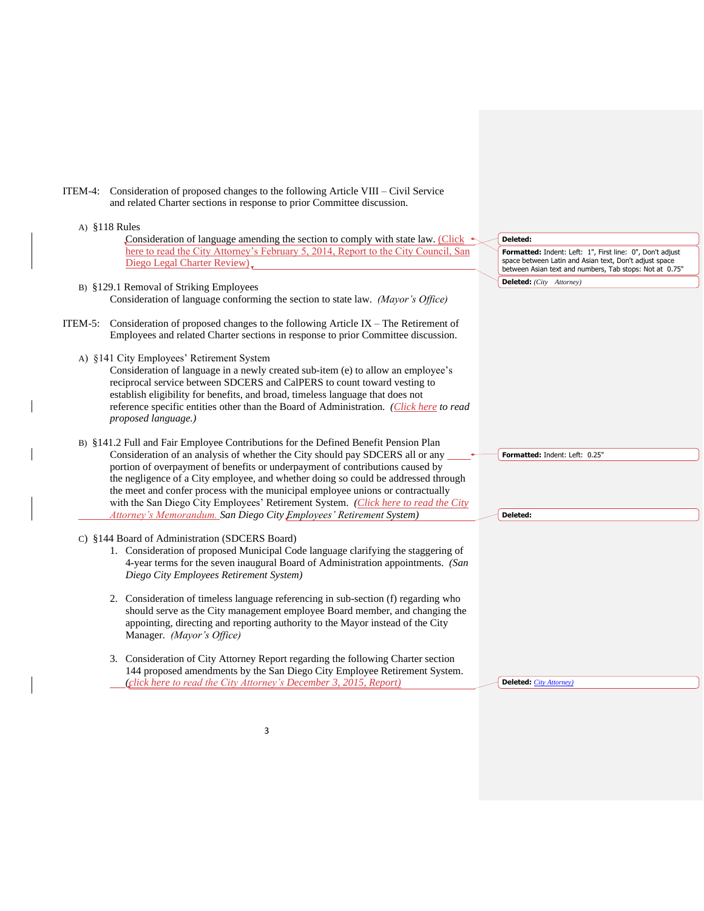ITEM-4: Consideration of proposed changes to the following Article VIII – Civil Service and related Charter sections in response to prior Committee discussion.

A) §118 Rules

Consideration of language amending the section to comply with state law. *(Click here to read the City Attorney's February 5, 2014, Report to the City Council, San Diego Legal Charter Review)*

B) §129.1 Removal of Striking Employees

Consideration of language conforming the section to state law. *(Mayor's Office)*

ITEM-5: Consideration of proposed changes to the following Article IX – The Retirement of Employees and related Charter sections in response to prior Committee discussion.

A) §141 City Employees' Retirement System

Consideration of language in a newly created sub-item (e) to allow an employee's reciprocal service between SDCERS and CalPERS to count toward vesting to establish eligibility for benefits, and broad, timeless language that does not reference specific entities other than the Board of Administration. *(Click here to read proposed language.)*

B) §141.2 Full and Fair Employee Contributions for the Defined Benefit Pension Plan

Consideration of an analysis of whether the City should pay SDCERS all or any portion of overpayment of benefits or underpayment of contributions caused by the negligence of a City employee, and whether doing so could be addressed through the meet and confer process with the municipal employee unions or contractually with the San Diego City Employees' Retirement System. *(Click here to read the City Attorney's Memorandum. San Diego City Employees' Retirement System)*

C) §144 Board of Administration (SDCERS Board)

1. Consideration of proposed Municipal Code language clarifying the staggering of 4-year terms for the seven inaugural Board of Administration appointments. *(San Diego City Employees' Retirement System)*

2. Consideration of timeless language referencing in sub-section (f) regarding who should serve as the City management employee Board member, and changing the appointing, directing and reporting authority to the Mayor instead of the City Manager. *(Mayor's Office)*

3. Consideration of City Attorney Report regarding the following Charter section 144 proposed amendments by the San Diego City Employee Retirement System. *(click here to read the City Attorney's December 3, 2015, Report)*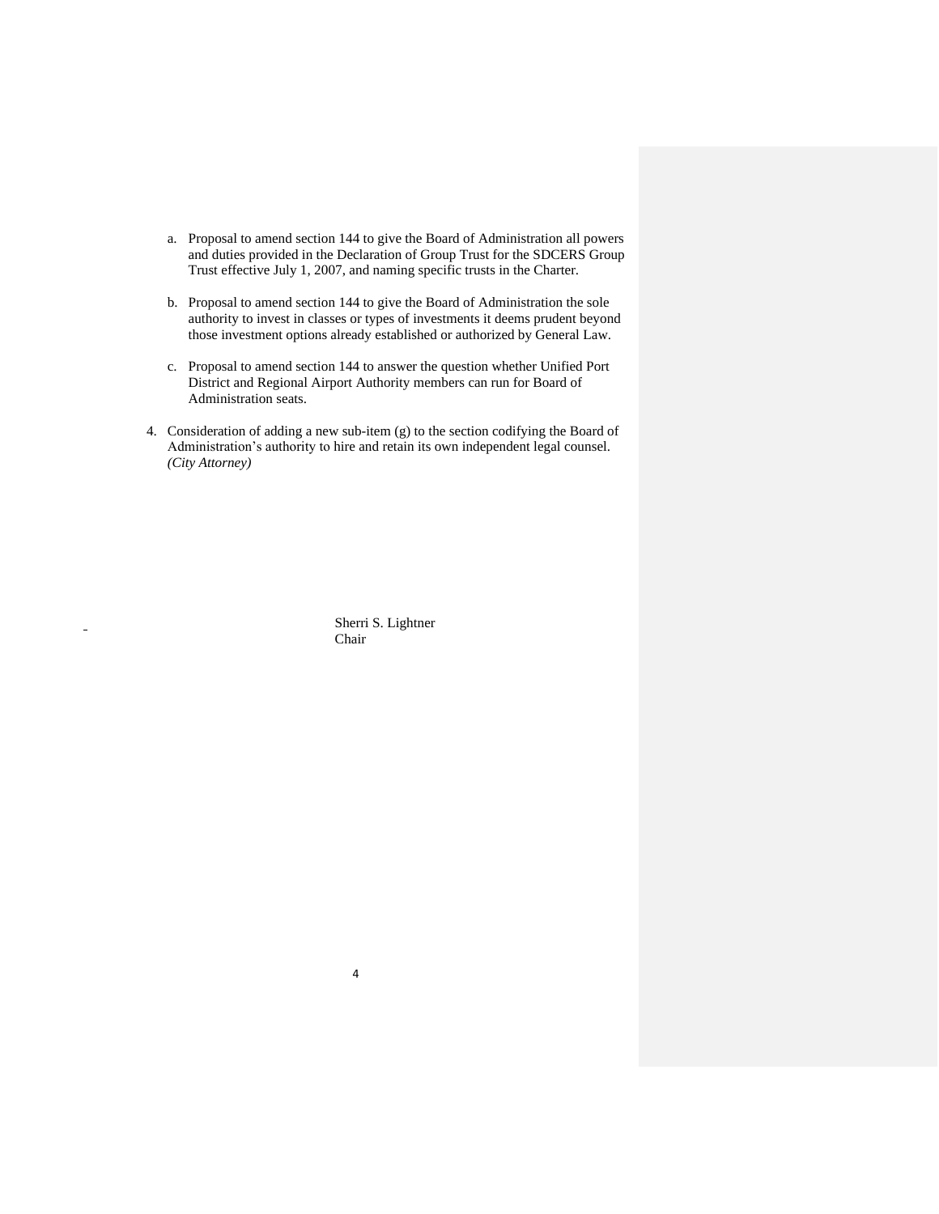a. Proposal to amend section 144 to give the Board of Administration all powers and duties provided in the Declaration of Group Trust for the SDCERS Group Trust effective July 1, 2007, and naming specific trusts in the Charter.

   b. Proposal to amend section 144 to give the Board of Administration the sole authority to invest in classes or types of investments it deems prudent beyond those investment options already established or authorized by General Law.

   c. Proposal to amend section 144 to answer the question whether Unified Port District and Regional Airport Authority members can run for Board of Administration seats.

4. Consideration of adding a new sub-item (g) to the section codifying the Board of Administration's authority to hire and retain its own independent legal counsel. *(City Attorney)*

Sherri S. Lightner
Chair